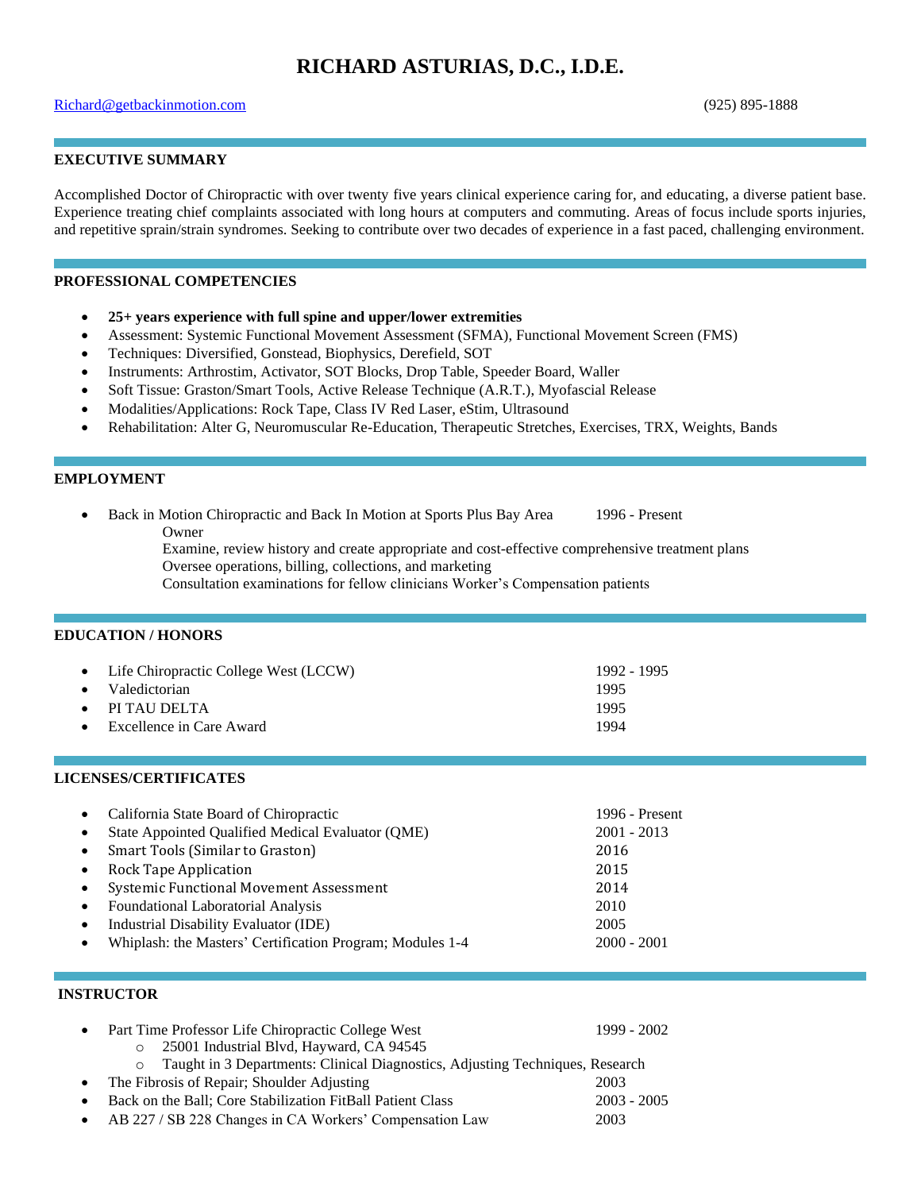# RICHARD ASTURIAS, D.C., I.D.E.

Richard@getbackinmotion.com (925) 895-1888

## EXECUTIVE SUMMARY

Accomplished Doctor of Chiropractic with over twenty five years clinical experience caring for, and educating, a diverse patient base. Experience treating chief complaints associated with long hours at computers and commuting. Areas of focus include sports injuries, and repetitive sprain/strain syndromes. Seeking to contribute over two decades of experience in a fast paced, challenging environment.

## PROFESSIONAL COMPETENCIES

- **25+ years experience with full spine and upper/lower extremities**
- Assessment: Systemic Functional Movement Assessment (SFMA), Functional Movement Screen (FMS)
- Techniques: Diversified, Gonstead, Biophysics, Derefield, SOT
- Instruments: Arthrostim, Activator, SOT Blocks, Drop Table, Speeder Board, Waller
- Soft Tissue: Graston/Smart Tools, Active Release Technique (A.R.T.), Myofascial Release
- Modalities/Applications: Rock Tape, Class IV Red Laser, eStim, Ultrasound
- Rehabilitation: Alter G, Neuromuscular Re-Education, Therapeutic Stretches, Exercises, TRX, Weights, Bands

## EMPLOYMENT

- Back in Motion Chiropractic and Back In Motion at Sports Plus Bay Area — 1996 - Present
  - Owner
  - Examine, review history and create appropriate and cost-effective comprehensive treatment plans
  - Oversee operations, billing, collections, and marketing
  - Consultation examinations for fellow clinicians Worker's Compensation patients

## EDUCATION / HONORS

- Life Chiropractic College West (LCCW) — 1992 - 1995
- Valedictorian — 1995
- PI TAU DELTA — 1995
- Excellence in Care Award — 1994

## LICENSES/CERTIFICATES

- California State Board of Chiropractic — 1996 - Present
- State Appointed Qualified Medical Evaluator (QME) — 2001 - 2013
- Smart Tools (Similar to Graston) — 2016
- Rock Tape Application — 2015
- Systemic Functional Movement Assessment — 2014
- Foundational Laboratorial Analysis — 2010
- Industrial Disability Evaluator (IDE) — 2005
- Whiplash: the Masters' Certification Program; Modules 1-4 — 2000 - 2001

## INSTRUCTOR

- Part Time Professor Life Chiropractic College West — 1999 - 2002
  - 25001 Industrial Blvd, Hayward, CA 94545
  - Taught in 3 Departments: Clinical Diagnostics, Adjusting Techniques, Research
- The Fibrosis of Repair; Shoulder Adjusting — 2003
- Back on the Ball; Core Stabilization FitBall Patient Class — 2003 - 2005
- AB 227 / SB 228 Changes in CA Workers' Compensation Law — 2003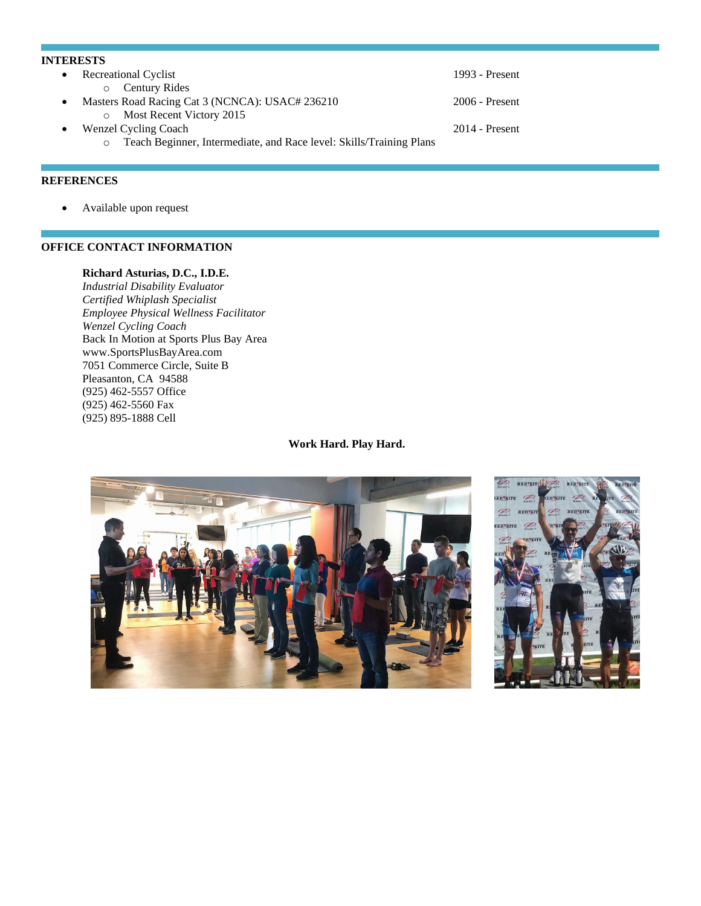## INTERESTS

- Recreational Cyclist 1993 - Present
  - Century Rides
- Masters Road Racing Cat 3 (NCNCA): USAC# 236210 2006 - Present
  - Most Recent Victory 2015
- Wenzel Cycling Coach 2014 - Present
  - Teach Beginner, Intermediate, and Race level: Skills/Training Plans

## REFERENCES

- Available upon request

## OFFICE CONTACT INFORMATION

**Richard Asturias, D.C., I.D.E.**
*Industrial Disability Evaluator*
*Certified Whiplash Specialist*
*Employee Physical Wellness Facilitator*
*Wenzel Cycling Coach*
Back In Motion at Sports Plus Bay Area
www.SportsPlusBayArea.com
7051 Commerce Circle, Suite B
Pleasanton, CA 94588
(925) 462-5557 Office
(925) 462-5560 Fax
(925) 895-1888 Cell

**Work Hard. Play Hard.**